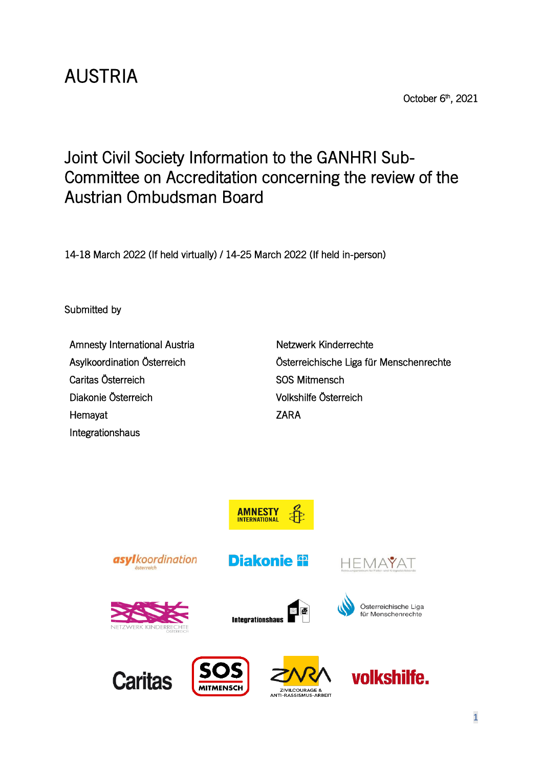# AUSTRIA

October 6th, 2021

## Joint Civil Society Information to the GANHRI Sub-Committee on Accreditation concerning the review of the Austrian Ombudsman Board

14-18 March 2022 (If held virtually) / 14-25 March 2022 (If held in-person)

Submitted by

- Amnesty International Austria
- Asylkoordination Österreich
- Caritas Österreich
- Diakonie Österreich
- Hemayat
- Integrationshaus
- Netzwerk Kinderrechte
- Österreichische Liga für Menschenrechte
- SOS Mitmensch
- Volkshilfe Österreich
- ZARA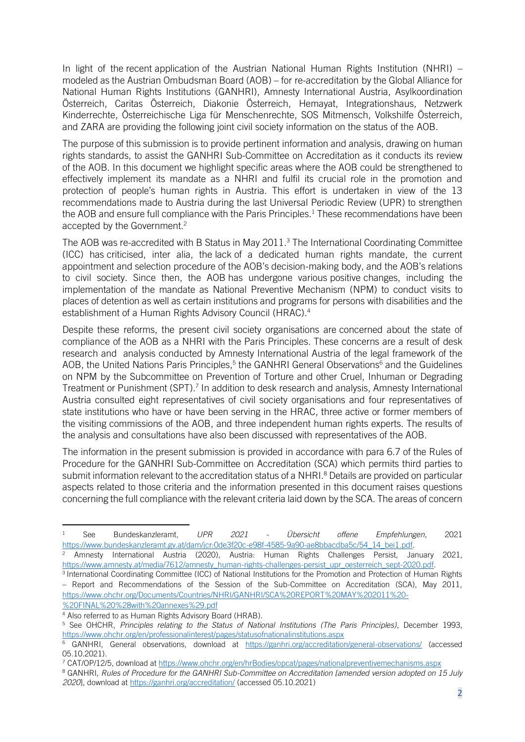In light of the recent application of the Austrian National Human Rights Institution (NHRI) – modeled as the Austrian Ombudsman Board (AOB) – for re-accreditation by the Global Alliance for National Human Rights Institutions (GANHRI), Amnesty International Austria, Asylkoordination Österreich, Caritas Österreich, Diakonie Österreich, Hemayat, Integrationshaus, Netzwerk Kinderrechte, Österreichische Liga für Menschenrechte, SOS Mitmensch, Volkshilfe Österreich, and ZARA are providing the following joint civil society information on the status of the AOB.

The purpose of this submission is to provide pertinent information and analysis, drawing on human rights standards, to assist the GANHRI Sub-Committee on Accreditation as it conducts its review of the AOB. In this document we highlight specific areas where the AOB could be strengthened to effectively implement its mandate as a NHRI and fulfil its crucial role in the promotion and protection of people's human rights in Austria. This effort is undertaken in view of the 13 recommendations made to Austria during the last Universal Periodic Review (UPR) to strengthen the AOB and ensure full compliance with the Paris Principles.[1] These recommendations have been accepted by the Government.[2]

The AOB was re-accredited with B Status in May 2011.[3] The International Coordinating Committee (ICC) has criticised, inter alia, the lack of a dedicated human rights mandate, the current appointment and selection procedure of the AOB's decision-making body, and the AOB's relations to civil society. Since then, the AOB has undergone various positive changes, including the implementation of the mandate as National Preventive Mechanism (NPM) to conduct visits to places of detention as well as certain institutions and programs for persons with disabilities and the establishment of a Human Rights Advisory Council (HRAC).[4]

Despite these reforms, the present civil society organisations are concerned about the state of compliance of the AOB as a NHRI with the Paris Principles. These concerns are a result of desk research and analysis conducted by Amnesty International Austria of the legal framework of the AOB, the United Nations Paris Principles,[5] the GANHRI General Observations[6] and the Guidelines on NPM by the Subcommittee on Prevention of Torture and other Cruel, Inhuman or Degrading Treatment or Punishment (SPT).[7] In addition to desk research and analysis, Amnesty International Austria consulted eight representatives of civil society organisations and four representatives of state institutions who have or have been serving in the HRAC, three active or former members of the visiting commissions of the AOB, and three independent human rights experts. The results of the analysis and consultations have also been discussed with representatives of the AOB.

The information in the present submission is provided in accordance with para 6.7 of the Rules of Procedure for the GANHRI Sub-Committee on Accreditation (SCA) which permits third parties to submit information relevant to the accreditation status of a NHRI.[8] Details are provided on particular aspects related to those criteria and the information presented in this document raises questions concerning the full compliance with the relevant criteria laid down by the SCA. The areas of concern

---

[1] See Bundeskanzleramt, *UPR 2021 - Übersicht offene Empfehlungen*, 2021 https://www.bundeskanzleramt.gv.at/dam/jcr:0de3f20c-e98f-4585-9a90-ae8bbacdba5c/54_14_bei1.pdf.

[2] Amnesty International Austria (2020), Austria: Human Rights Challenges Persist, January 2021, https://www.amnesty.at/media/7612/amnesty_human-rights-challenges-persist_upr_oesterreich_sept-2020.pdf.

[3] International Coordinating Committee (ICC) of National Institutions for the Promotion and Protection of Human Rights – Report and Recommendations of the Session of the Sub-Committee on Accreditation (SCA), May 2011, https://www.ohchr.org/Documents/Countries/NHRI/GANHRI/SCA%20REPORT%20MAY%202011%20-%20FINAL%20%28with%20annexes%29.pdf

[4] Also referred to as Human Rights Advisory Board (HRAB).

[5] See OHCHR, *Principles relating to the Status of National Institutions (The Paris Principles)*, December 1993, https://www.ohchr.org/en/professionalinterest/pages/statusofnationalinstitutions.aspx

[6] GANHRI, General observations, download at https://ganhri.org/accreditation/general-observations/ (accessed 05.10.2021).

[7] CAT/OP/12/5, download at https://www.ohchr.org/en/hrBodies/opcat/pages/nationalpreventivemechanisms.aspx

[8] GANHRI, *Rules of Procedure for the GANHRI Sub-Committee on Accreditation [amended version adopted on 15 July 2020*], download at https://ganhri.org/accreditation/ (accessed 05.10.2021)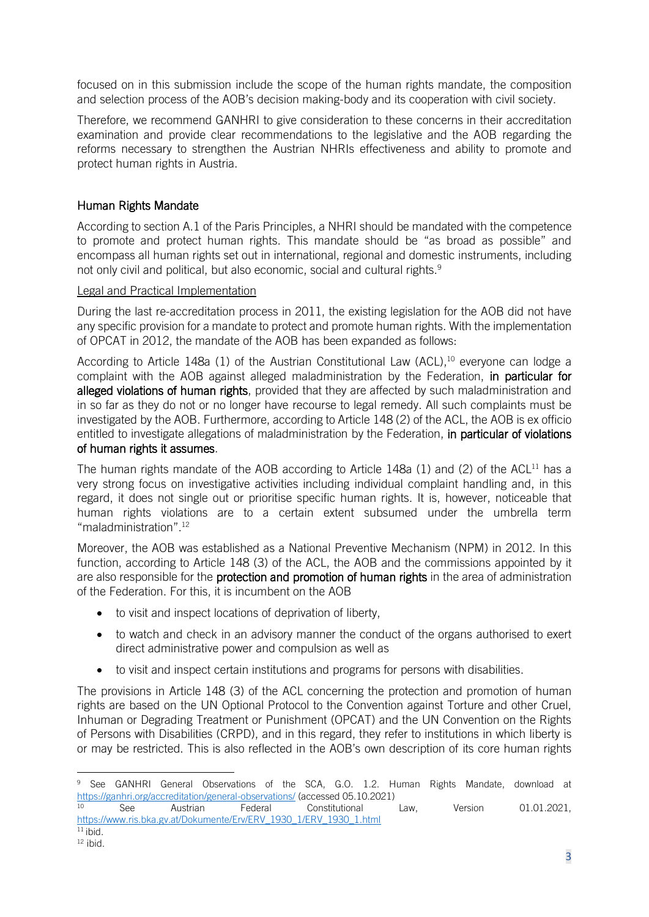focused on in this submission include the scope of the human rights mandate, the composition and selection process of the AOB's decision making-body and its cooperation with civil society.

Therefore, we recommend GANHRI to give consideration to these concerns in their accreditation examination and provide clear recommendations to the legislative and the AOB regarding the reforms necessary to strengthen the Austrian NHRIs effectiveness and ability to promote and protect human rights in Austria.

## Human Rights Mandate

According to section A.1 of the Paris Principles, a NHRI should be mandated with the competence to promote and protect human rights. This mandate should be "as broad as possible" and encompass all human rights set out in international, regional and domestic instruments, including not only civil and political, but also economic, social and cultural rights.[9]

### Legal and Practical Implementation

During the last re-accreditation process in 2011, the existing legislation for the AOB did not have any specific provision for a mandate to protect and promote human rights. With the implementation of OPCAT in 2012, the mandate of the AOB has been expanded as follows:

According to Article 148a (1) of the Austrian Constitutional Law (ACL),[10] everyone can lodge a complaint with the AOB against alleged maladministration by the Federation, **in particular for alleged violations of human rights**, provided that they are affected by such maladministration and in so far as they do not or no longer have recourse to legal remedy. All such complaints must be investigated by the AOB. Furthermore, according to Article 148 (2) of the ACL, the AOB is ex officio entitled to investigate allegations of maladministration by the Federation, **in particular of violations of human rights it assumes**.

The human rights mandate of the AOB according to Article 148a (1) and (2) of the ACL[11] has a very strong focus on investigative activities including individual complaint handling and, in this regard, it does not single out or prioritise specific human rights. It is, however, noticeable that human rights violations are to a certain extent subsumed under the umbrella term "maladministration".[12]

Moreover, the AOB was established as a National Preventive Mechanism (NPM) in 2012. In this function, according to Article 148 (3) of the ACL, the AOB and the commissions appointed by it are also responsible for the **protection and promotion of human rights** in the area of administration of the Federation. For this, it is incumbent on the AOB

- to visit and inspect locations of deprivation of liberty,
- to watch and check in an advisory manner the conduct of the organs authorised to exert direct administrative power and compulsion as well as
- to visit and inspect certain institutions and programs for persons with disabilities.

The provisions in Article 148 (3) of the ACL concerning the protection and promotion of human rights are based on the UN Optional Protocol to the Convention against Torture and other Cruel, Inhuman or Degrading Treatment or Punishment (OPCAT) and the UN Convention on the Rights of Persons with Disabilities (CRPD), and in this regard, they refer to institutions in which liberty is or may be restricted. This is also reflected in the AOB's own description of its core human rights

---

[9] See GANHRI General Observations of the SCA, G.O. 1.2. Human Rights Mandate, download at https://ganhri.org/accreditation/general-observations/ (accessed 05.10.2021)

[10] See Austrian Federal Constitutional Law, Version 01.01.2021, https://www.ris.bka.gv.at/Dokumente/Erv/ERV_1930_1/ERV_1930_1.html

[11] ibid.

[12] ibid.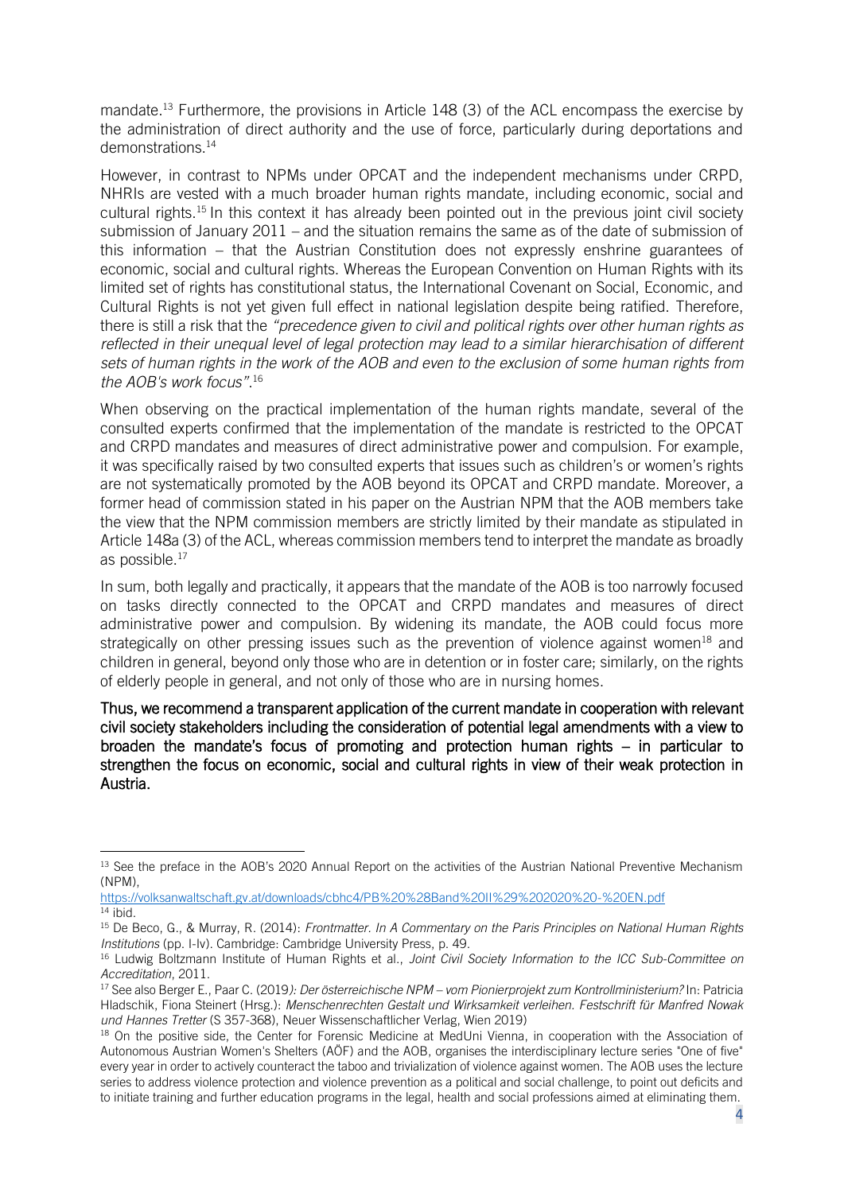mandate.[13] Furthermore, the provisions in Article 148 (3) of the ACL encompass the exercise by the administration of direct authority and the use of force, particularly during deportations and demonstrations.[14]

However, in contrast to NPMs under OPCAT and the independent mechanisms under CRPD, NHRIs are vested with a much broader human rights mandate, including economic, social and cultural rights.[15] In this context it has already been pointed out in the previous joint civil society submission of January 2011 – and the situation remains the same as of the date of submission of this information – that the Austrian Constitution does not expressly enshrine guarantees of economic, social and cultural rights. Whereas the European Convention on Human Rights with its limited set of rights has constitutional status, the International Covenant on Social, Economic, and Cultural Rights is not yet given full effect in national legislation despite being ratified. Therefore, there is still a risk that the *"precedence given to civil and political rights over other human rights as reflected in their unequal level of legal protection may lead to a similar hierarchisation of different sets of human rights in the work of the AOB and even to the exclusion of some human rights from the AOB's work focus"*.[16]

When observing on the practical implementation of the human rights mandate, several of the consulted experts confirmed that the implementation of the mandate is restricted to the OPCAT and CRPD mandates and measures of direct administrative power and compulsion. For example, it was specifically raised by two consulted experts that issues such as children's or women's rights are not systematically promoted by the AOB beyond its OPCAT and CRPD mandate. Moreover, a former head of commission stated in his paper on the Austrian NPM that the AOB members take the view that the NPM commission members are strictly limited by their mandate as stipulated in Article 148a (3) of the ACL, whereas commission members tend to interpret the mandate as broadly as possible.[17]

In sum, both legally and practically, it appears that the mandate of the AOB is too narrowly focused on tasks directly connected to the OPCAT and CRPD mandates and measures of direct administrative power and compulsion. By widening its mandate, the AOB could focus more strategically on other pressing issues such as the prevention of violence against women[18] and children in general, beyond only those who are in detention or in foster care; similarly, on the rights of elderly people in general, and not only of those who are in nursing homes.

**Thus, we recommend a transparent application of the current mandate in cooperation with relevant civil society stakeholders including the consideration of potential legal amendments with a view to broaden the mandate's focus of promoting and protection human rights – in particular to strengthen the focus on economic, social and cultural rights in view of their weak protection in Austria.**

---

[13] See the preface in the AOB's 2020 Annual Report on the activities of the Austrian National Preventive Mechanism (NPM), https://volksanwaltschaft.gv.at/downloads/cbhc4/PB%20%28Band%20II%29%202020%20-%20EN.pdf

[14] ibid.

[15] De Beco, G., & Murray, R. (2014): *Frontmatter. In A Commentary on the Paris Principles on National Human Rights Institutions* (pp. I-Iv). Cambridge: Cambridge University Press, p. 49.

[16] Ludwig Boltzmann Institute of Human Rights et al., *Joint Civil Society Information to the ICC Sub-Committee on Accreditation*, 2011.

[17] See also Berger E., Paar C. (2019*): Der österreichische NPM – vom Pionierprojekt zum Kontrollministerium?* In: Patricia Hladschik, Fiona Steinert (Hrsg.): *Menschenrechten Gestalt und Wirksamkeit verleihen. Festschrift für Manfred Nowak und Hannes Tretter* (S 357-368), Neuer Wissenschaftlicher Verlag, Wien 2019)

[18] On the positive side, the Center for Forensic Medicine at MedUni Vienna, in cooperation with the Association of Autonomous Austrian Women's Shelters (AÖF) and the AOB, organises the interdisciplinary lecture series "One of five" every year in order to actively counteract the taboo and trivialization of violence against women. The AOB uses the lecture series to address violence protection and violence prevention as a political and social challenge, to point out deficits and to initiate training and further education programs in the legal, health and social professions aimed at eliminating them.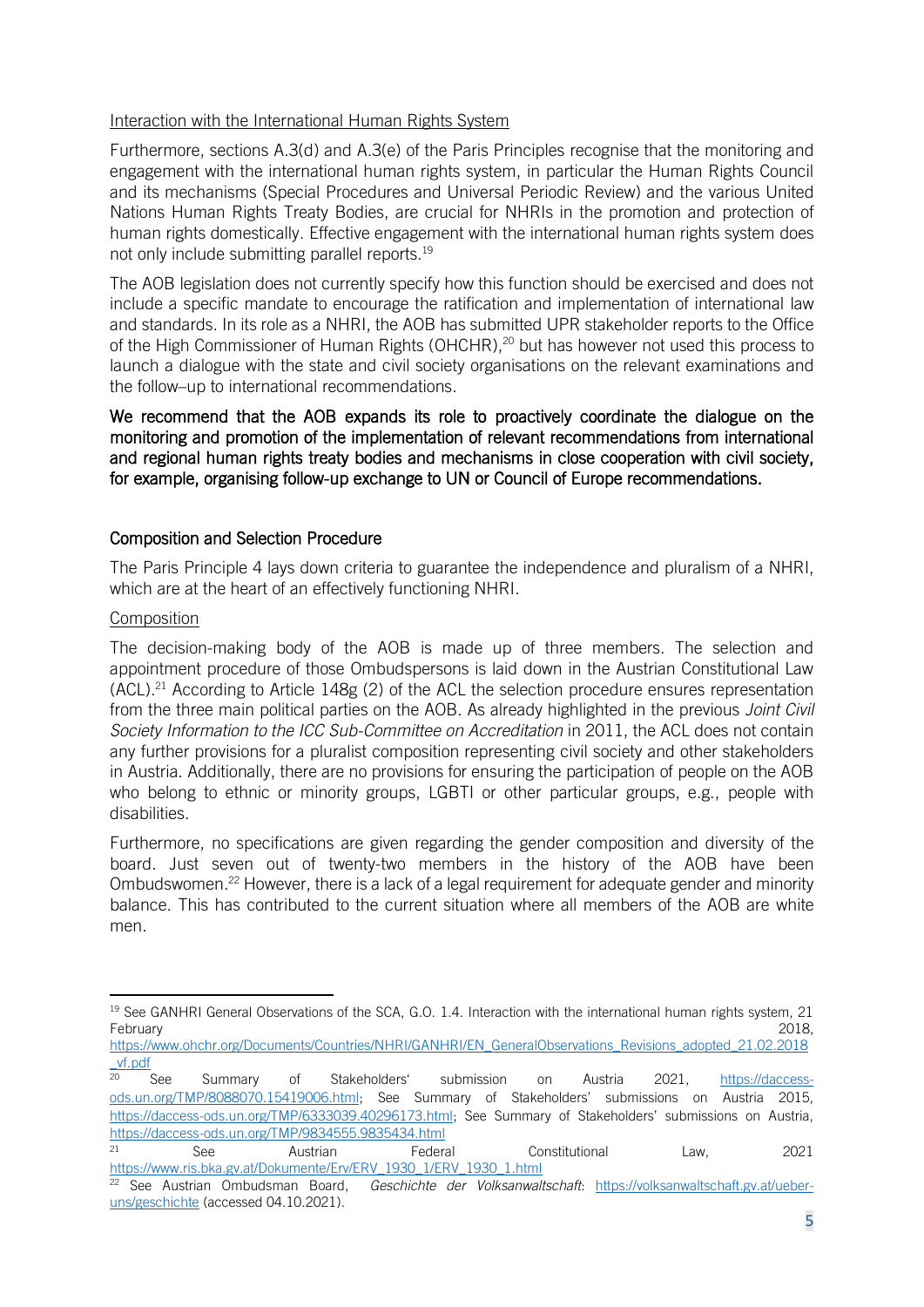Interaction with the International Human Rights System

Furthermore, sections A.3(d) and A.3(e) of the Paris Principles recognise that the monitoring and engagement with the international human rights system, in particular the Human Rights Council and its mechanisms (Special Procedures and Universal Periodic Review) and the various United Nations Human Rights Treaty Bodies, are crucial for NHRIs in the promotion and protection of human rights domestically. Effective engagement with the international human rights system does not only include submitting parallel reports.[19]

The AOB legislation does not currently specify how this function should be exercised and does not include a specific mandate to encourage the ratification and implementation of international law and standards. In its role as a NHRI, the AOB has submitted UPR stakeholder reports to the Office of the High Commissioner of Human Rights (OHCHR),[20] but has however not used this process to launch a dialogue with the state and civil society organisations on the relevant examinations and the follow–up to international recommendations.

**We recommend that the AOB expands its role to proactively coordinate the dialogue on the monitoring and promotion of the implementation of relevant recommendations from international and regional human rights treaty bodies and mechanisms in close cooperation with civil society, for example, organising follow-up exchange to UN or Council of Europe recommendations.**

## Composition and Selection Procedure

The Paris Principle 4 lays down criteria to guarantee the independence and pluralism of a NHRI, which are at the heart of an effectively functioning NHRI.

Composition

The decision-making body of the AOB is made up of three members. The selection and appointment procedure of those Ombudspersons is laid down in the Austrian Constitutional Law (ACL).[21] According to Article 148g (2) of the ACL the selection procedure ensures representation from the three main political parties on the AOB. As already highlighted in the previous *Joint Civil Society Information to the ICC Sub-Committee on Accreditation* in 2011, the ACL does not contain any further provisions for a pluralist composition representing civil society and other stakeholders in Austria. Additionally, there are no provisions for ensuring the participation of people on the AOB who belong to ethnic or minority groups, LGBTI or other particular groups, e.g., people with disabilities.

Furthermore, no specifications are given regarding the gender composition and diversity of the board. Just seven out of twenty-two members in the history of the AOB have been Ombudswomen.[22] However, there is a lack of a legal requirement for adequate gender and minority balance. This has contributed to the current situation where all members of the AOB are white men.

---

[19] See GANHRI General Observations of the SCA, G.O. 1.4. Interaction with the international human rights system, 21 February 2018, https://www.ohchr.org/Documents/Countries/NHRI/GANHRI/EN_GeneralObservations_Revisions_adopted_21.02.2018_vf.pdf

[20] See Summary of Stakeholders' submission on Austria 2021, https://daccess-ods.un.org/TMP/8088070.15419006.html; See Summary of Stakeholders' submissions on Austria 2015, https://daccess-ods.un.org/TMP/6333039.40296173.html; See Summary of Stakeholders' submissions on Austria, https://daccess-ods.un.org/TMP/9834555.9835434.html

[21] See Austrian Federal Constitutional Law, 2021 https://www.ris.bka.gv.at/Dokumente/Erv/ERV_1930_1/ERV_1930_1.html

[22] See Austrian Ombudsman Board, *Geschichte der Volksanwaltschaft*: https://volksanwaltschaft.gv.at/ueber-uns/geschichte (accessed 04.10.2021).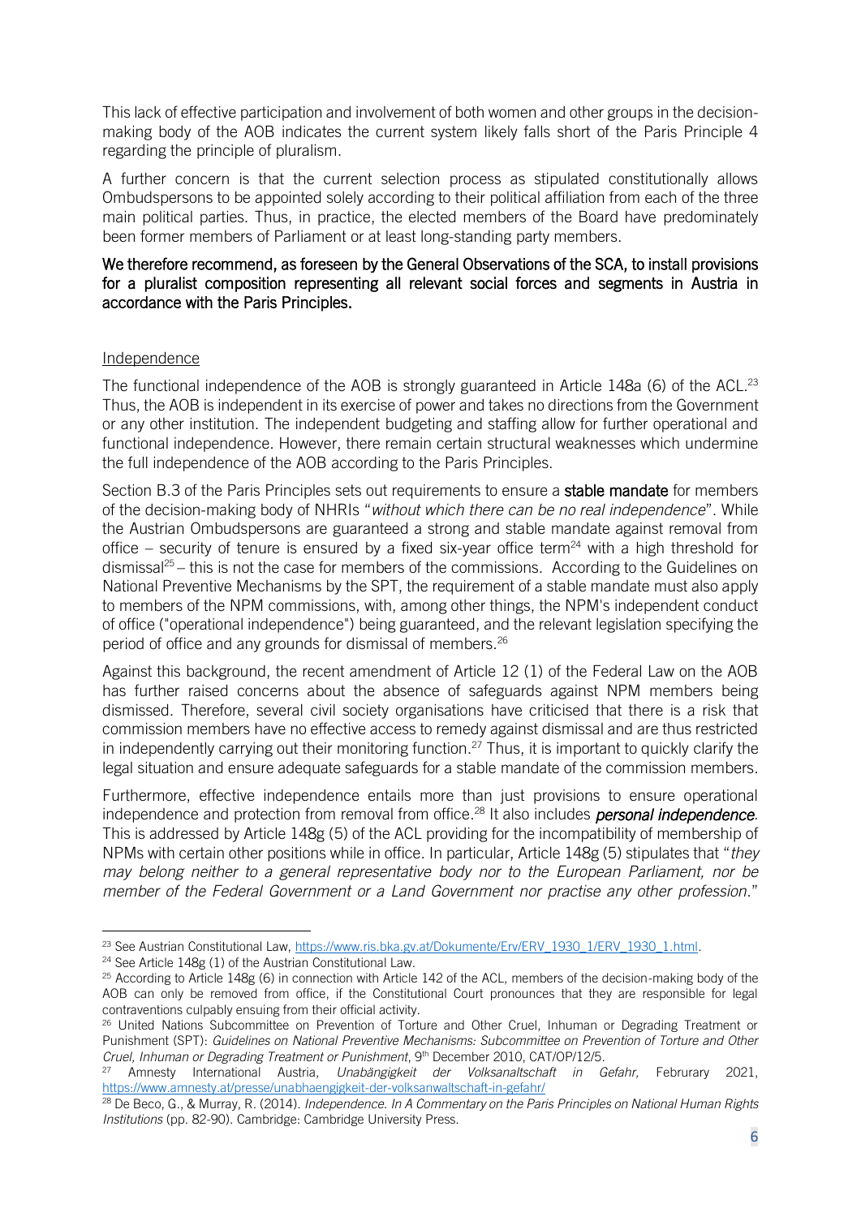This lack of effective participation and involvement of both women and other groups in the decision-making body of the AOB indicates the current system likely falls short of the Paris Principle 4 regarding the principle of pluralism.

A further concern is that the current selection process as stipulated constitutionally allows Ombudspersons to be appointed solely according to their political affiliation from each of the three main political parties. Thus, in practice, the elected members of the Board have predominately been former members of Parliament or at least long-standing party members.

**We therefore recommend, as foreseen by the General Observations of the SCA, to install provisions for a pluralist composition representing all relevant social forces and segments in Austria in accordance with the Paris Principles.**

Independence

The functional independence of the AOB is strongly guaranteed in Article 148a (6) of the ACL.[23] Thus, the AOB is independent in its exercise of power and takes no directions from the Government or any other institution. The independent budgeting and staffing allow for further operational and functional independence. However, there remain certain structural weaknesses which undermine the full independence of the AOB according to the Paris Principles.

Section B.3 of the Paris Principles sets out requirements to ensure a **stable mandate** for members of the decision-making body of NHRIs "*without which there can be no real independence*". While the Austrian Ombudspersons are guaranteed a strong and stable mandate against removal from office – security of tenure is ensured by a fixed six-year office term[24] with a high threshold for dismissal[25] – this is not the case for members of the commissions. According to the Guidelines on National Preventive Mechanisms by the SPT, the requirement of a stable mandate must also apply to members of the NPM commissions, with, among other things, the NPM's independent conduct of office ("operational independence") being guaranteed, and the relevant legislation specifying the period of office and any grounds for dismissal of members.[26]

Against this background, the recent amendment of Article 12 (1) of the Federal Law on the AOB has further raised concerns about the absence of safeguards against NPM members being dismissed. Therefore, several civil society organisations have criticised that there is a risk that commission members have no effective access to remedy against dismissal and are thus restricted in independently carrying out their monitoring function.[27] Thus, it is important to quickly clarify the legal situation and ensure adequate safeguards for a stable mandate of the commission members.

Furthermore, effective independence entails more than just provisions to ensure operational independence and protection from removal from office.[28] It also includes ***personal independence***. This is addressed by Article 148g (5) of the ACL providing for the incompatibility of membership of NPMs with certain other positions while in office. In particular, Article 148g (5) stipulates that "*they may belong neither to a general representative body nor to the European Parliament, nor be member of the Federal Government or a Land Government nor practise any other profession.*"

---

[23] See Austrian Constitutional Law, https://www.ris.bka.gv.at/Dokumente/Erv/ERV_1930_1/ERV_1930_1.html.

[24] See Article 148g (1) of the Austrian Constitutional Law.

[25] According to Article 148g (6) in connection with Article 142 of the ACL, members of the decision-making body of the AOB can only be removed from office, if the Constitutional Court pronounces that they are responsible for legal contraventions culpably ensuing from their official activity.

[26] United Nations Subcommittee on Prevention of Torture and Other Cruel, Inhuman or Degrading Treatment or Punishment (SPT): *Guidelines on National Preventive Mechanisms: Subcommittee on Prevention of Torture and Other Cruel, Inhuman or Degrading Treatment or Punishment*, 9th December 2010, CAT/OP/12/5.

[27] Amnesty International Austria, *Unabängigkeit der Volksanaltschaft in Gefahr,* Februrary 2021, https://www.amnesty.at/presse/unabhaengigkeit-der-volksanwaltschaft-in-gefahr/

[28] De Beco, G., & Murray, R. (2014). *Independence. In A Commentary on the Paris Principles on National Human Rights Institutions* (pp. 82-90). Cambridge: Cambridge University Press.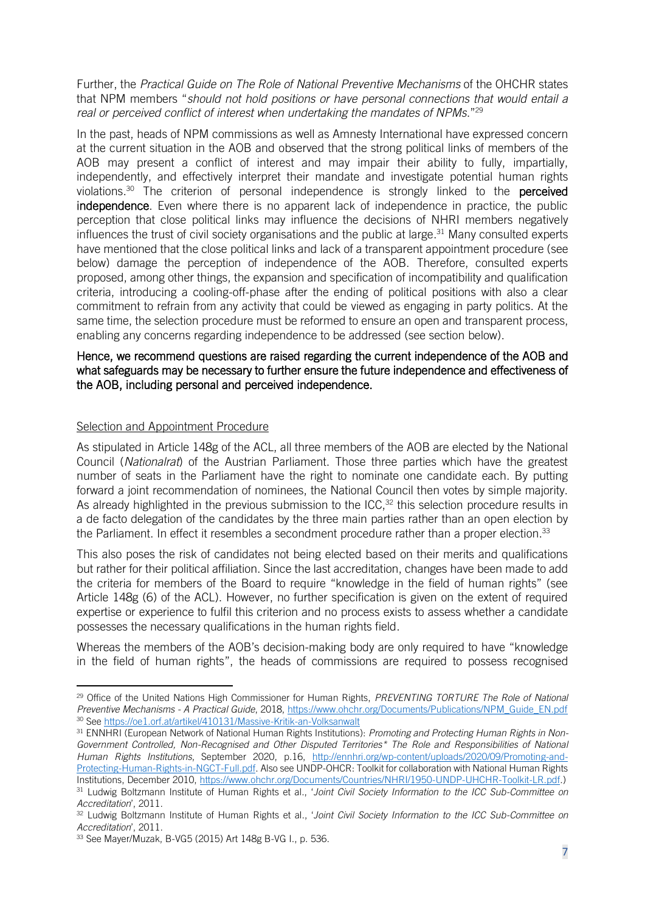Further, the *Practical Guide on The Role of National Preventive Mechanisms* of the OHCHR states that NPM members "*should not hold positions or have personal connections that would entail a real or perceived conflict of interest when undertaking the mandates of NPMs*."[29]

In the past, heads of NPM commissions as well as Amnesty International have expressed concern at the current situation in the AOB and observed that the strong political links of members of the AOB may present a conflict of interest and may impair their ability to fully, impartially, independently, and effectively interpret their mandate and investigate potential human rights violations.[30] The criterion of personal independence is strongly linked to the **perceived independence**. Even where there is no apparent lack of independence in practice, the public perception that close political links may influence the decisions of NHRI members negatively influences the trust of civil society organisations and the public at large.[31] Many consulted experts have mentioned that the close political links and lack of a transparent appointment procedure (see below) damage the perception of independence of the AOB. Therefore, consulted experts proposed, among other things, the expansion and specification of incompatibility and qualification criteria, introducing a cooling-off-phase after the ending of political positions with also a clear commitment to refrain from any activity that could be viewed as engaging in party politics. At the same time, the selection procedure must be reformed to ensure an open and transparent process, enabling any concerns regarding independence to be addressed (see section below).

**Hence, we recommend questions are raised regarding the current independence of the AOB and what safeguards may be necessary to further ensure the future independence and effectiveness of the AOB, including personal and perceived independence.**

<u>Selection and Appointment Procedure</u>

As stipulated in Article 148g of the ACL, all three members of the AOB are elected by the National Council (*Nationalrat*) of the Austrian Parliament. Those three parties which have the greatest number of seats in the Parliament have the right to nominate one candidate each. By putting forward a joint recommendation of nominees, the National Council then votes by simple majority. As already highlighted in the previous submission to the ICC,[32] this selection procedure results in a de facto delegation of the candidates by the three main parties rather than an open election by the Parliament. In effect it resembles a secondment procedure rather than a proper election.[33]

This also poses the risk of candidates not being elected based on their merits and qualifications but rather for their political affiliation. Since the last accreditation, changes have been made to add the criteria for members of the Board to require "knowledge in the field of human rights" (see Article 148g (6) of the ACL). However, no further specification is given on the extent of required expertise or experience to fulfil this criterion and no process exists to assess whether a candidate possesses the necessary qualifications in the human rights field.

Whereas the members of the AOB's decision-making body are only required to have "knowledge in the field of human rights", the heads of commissions are required to possess recognised

---

[29] Office of the United Nations High Commissioner for Human Rights, *PREVENTING TORTURE The Role of National Preventive Mechanisms - A Practical Guide*, 2018, https://www.ohchr.org/Documents/Publications/NPM_Guide_EN.pdf

[30] See https://oe1.orf.at/artikel/410131/Massive-Kritik-an-Volksanwalt

[31] ENNHRI (European Network of National Human Rights Institutions): *Promoting and Protecting Human Rights in Non-Government Controlled, Non-Recognised and Other Disputed Territories* The Role and Responsibilities of National Human Rights Institutions*, September 2020, p.16, http://ennhri.org/wp-content/uploads/2020/09/Promoting-and-Protecting-Human-Rights-in-NGCT-Full.pdf. Also see UNDP-OHCR: Toolkit for collaboration with National Human Rights Institutions, December 2010, https://www.ohchr.org/Documents/Countries/NHRI/1950-UNDP-UHCHR-Toolkit-LR.pdf.)

[31] Ludwig Boltzmann Institute of Human Rights et al., '*Joint Civil Society Information to the ICC Sub-Committee on Accreditation*', 2011.

[32] Ludwig Boltzmann Institute of Human Rights et al., '*Joint Civil Society Information to the ICC Sub-Committee on Accreditation*', 2011.

[33] See Mayer/Muzak, B-VG5 (2015) Art 148g B-VG I., p. 536.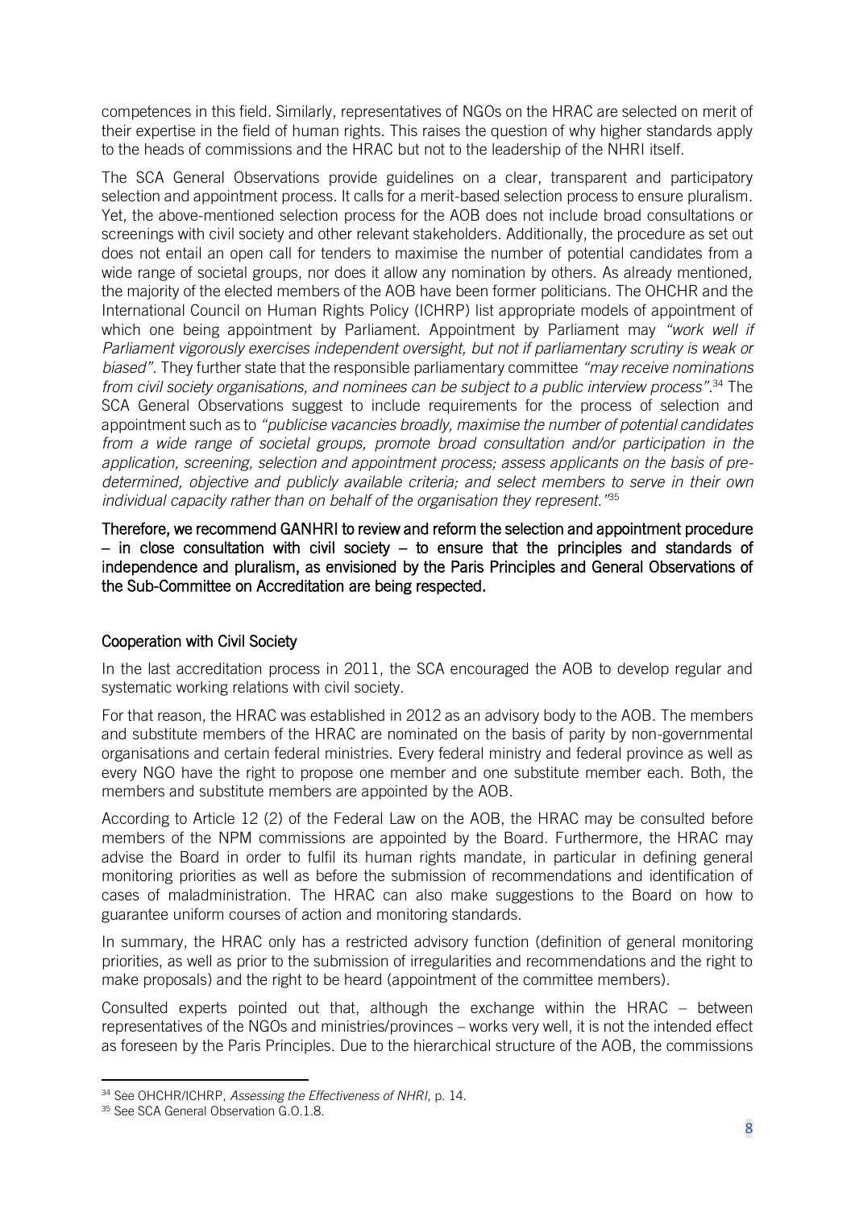competences in this field. Similarly, representatives of NGOs on the HRAC are selected on merit of their expertise in the field of human rights. This raises the question of why higher standards apply to the heads of commissions and the HRAC but not to the leadership of the NHRI itself.

The SCA General Observations provide guidelines on a clear, transparent and participatory selection and appointment process. It calls for a merit-based selection process to ensure pluralism. Yet, the above-mentioned selection process for the AOB does not include broad consultations or screenings with civil society and other relevant stakeholders. Additionally, the procedure as set out does not entail an open call for tenders to maximise the number of potential candidates from a wide range of societal groups, nor does it allow any nomination by others. As already mentioned, the majority of the elected members of the AOB have been former politicians. The OHCHR and the International Council on Human Rights Policy (ICHRP) list appropriate models of appointment of which one being appointment by Parliament. Appointment by Parliament may *"work well if Parliament vigorously exercises independent oversight, but not if parliamentary scrutiny is weak or biased"*. They further state that the responsible parliamentary committee *"may receive nominations from civil society organisations, and nominees can be subject to a public interview process"*.[34] The SCA General Observations suggest to include requirements for the process of selection and appointment such as to *"publicise vacancies broadly, maximise the number of potential candidates from a wide range of societal groups, promote broad consultation and/or participation in the application, screening, selection and appointment process; assess applicants on the basis of pre-determined, objective and publicly available criteria; and select members to serve in their own individual capacity rather than on behalf of the organisation they represent."*[35]

**Therefore, we recommend GANHRI to review and reform the selection and appointment procedure – in close consultation with civil society – to ensure that the principles and standards of independence and pluralism, as envisioned by the Paris Principles and General Observations of the Sub-Committee on Accreditation are being respected.**

## Cooperation with Civil Society

In the last accreditation process in 2011, the SCA encouraged the AOB to develop regular and systematic working relations with civil society.

For that reason, the HRAC was established in 2012 as an advisory body to the AOB. The members and substitute members of the HRAC are nominated on the basis of parity by non-governmental organisations and certain federal ministries. Every federal ministry and federal province as well as every NGO have the right to propose one member and one substitute member each. Both, the members and substitute members are appointed by the AOB.

According to Article 12 (2) of the Federal Law on the AOB, the HRAC may be consulted before members of the NPM commissions are appointed by the Board. Furthermore, the HRAC may advise the Board in order to fulfil its human rights mandate, in particular in defining general monitoring priorities as well as before the submission of recommendations and identification of cases of maladministration. The HRAC can also make suggestions to the Board on how to guarantee uniform courses of action and monitoring standards.

In summary, the HRAC only has a restricted advisory function (definition of general monitoring priorities, as well as prior to the submission of irregularities and recommendations and the right to make proposals) and the right to be heard (appointment of the committee members).

Consulted experts pointed out that, although the exchange within the HRAC – between representatives of the NGOs and ministries/provinces – works very well, it is not the intended effect as foreseen by the Paris Principles. Due to the hierarchical structure of the AOB, the commissions

[34] See OHCHR/ICHRP, *Assessing the Effectiveness of NHRI*, p. 14.

[35] See SCA General Observation G.O.1.8.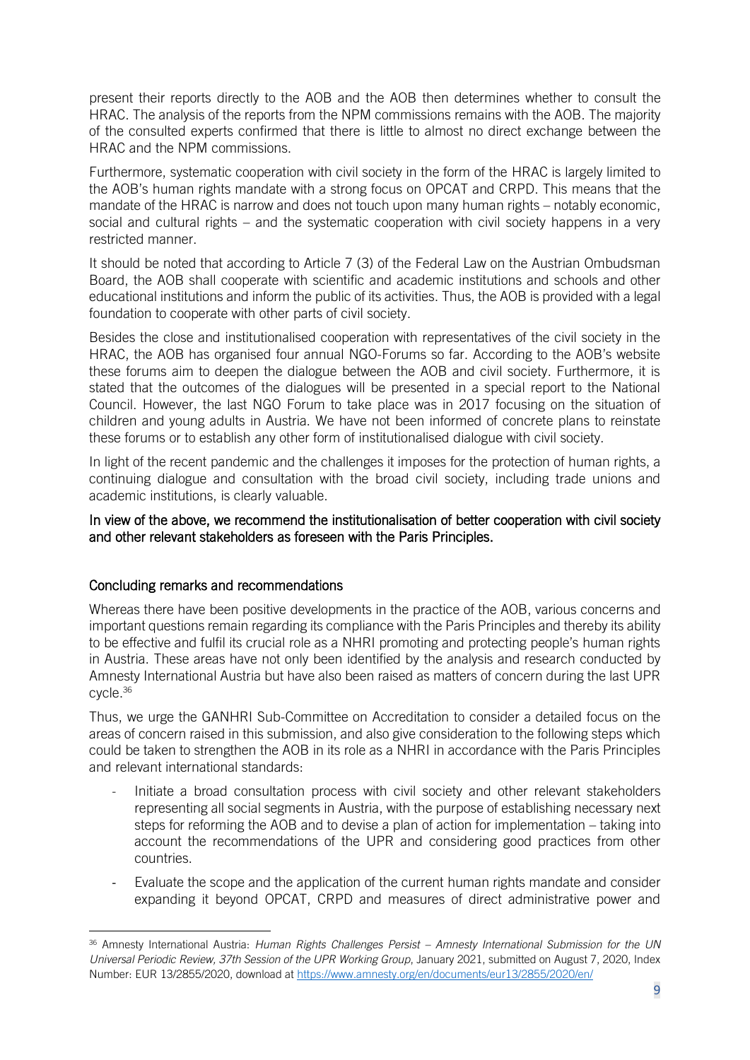present their reports directly to the AOB and the AOB then determines whether to consult the HRAC. The analysis of the reports from the NPM commissions remains with the AOB. The majority of the consulted experts confirmed that there is little to almost no direct exchange between the HRAC and the NPM commissions.

Furthermore, systematic cooperation with civil society in the form of the HRAC is largely limited to the AOB's human rights mandate with a strong focus on OPCAT and CRPD. This means that the mandate of the HRAC is narrow and does not touch upon many human rights – notably economic, social and cultural rights – and the systematic cooperation with civil society happens in a very restricted manner.

It should be noted that according to Article 7 (3) of the Federal Law on the Austrian Ombudsman Board, the AOB shall cooperate with scientific and academic institutions and schools and other educational institutions and inform the public of its activities. Thus, the AOB is provided with a legal foundation to cooperate with other parts of civil society.

Besides the close and institutionalised cooperation with representatives of the civil society in the HRAC, the AOB has organised four annual NGO-Forums so far. According to the AOB's website these forums aim to deepen the dialogue between the AOB and civil society. Furthermore, it is stated that the outcomes of the dialogues will be presented in a special report to the National Council. However, the last NGO Forum to take place was in 2017 focusing on the situation of children and young adults in Austria. We have not been informed of concrete plans to reinstate these forums or to establish any other form of institutionalised dialogue with civil society.

In light of the recent pandemic and the challenges it imposes for the protection of human rights, a continuing dialogue and consultation with the broad civil society, including trade unions and academic institutions, is clearly valuable.

In view of the above, we recommend the institutionalisation of better cooperation with civil society and other relevant stakeholders as foreseen with the Paris Principles.

## Concluding remarks and recommendations

Whereas there have been positive developments in the practice of the AOB, various concerns and important questions remain regarding its compliance with the Paris Principles and thereby its ability to be effective and fulfil its crucial role as a NHRI promoting and protecting people's human rights in Austria. These areas have not only been identified by the analysis and research conducted by Amnesty International Austria but have also been raised as matters of concern during the last UPR cycle.[36]

Thus, we urge the GANHRI Sub-Committee on Accreditation to consider a detailed focus on the areas of concern raised in this submission, and also give consideration to the following steps which could be taken to strengthen the AOB in its role as a NHRI in accordance with the Paris Principles and relevant international standards:

- Initiate a broad consultation process with civil society and other relevant stakeholders representing all social segments in Austria, with the purpose of establishing necessary next steps for reforming the AOB and to devise a plan of action for implementation – taking into account the recommendations of the UPR and considering good practices from other countries.
- Evaluate the scope and the application of the current human rights mandate and consider expanding it beyond OPCAT, CRPD and measures of direct administrative power and

[36] Amnesty International Austria: *Human Rights Challenges Persist – Amnesty International Submission for the UN Universal Periodic Review, 37th Session of the UPR Working Group*, January 2021, submitted on August 7, 2020, Index Number: EUR 13/2855/2020, download at https://www.amnesty.org/en/documents/eur13/2855/2020/en/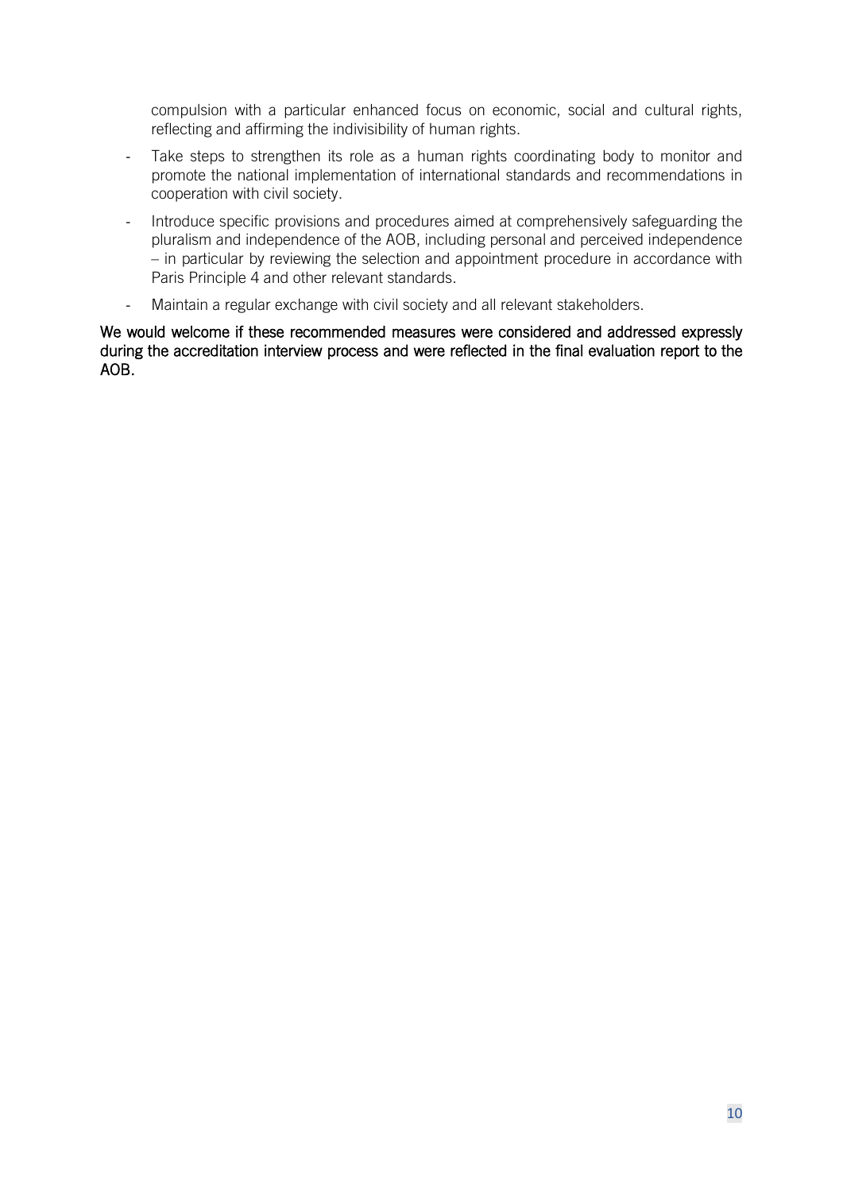compulsion with a particular enhanced focus on economic, social and cultural rights, reflecting and affirming the indivisibility of human rights.

- Take steps to strengthen its role as a human rights coordinating body to monitor and promote the national implementation of international standards and recommendations in cooperation with civil society.
- Introduce specific provisions and procedures aimed at comprehensively safeguarding the pluralism and independence of the AOB, including personal and perceived independence – in particular by reviewing the selection and appointment procedure in accordance with Paris Principle 4 and other relevant standards.
- Maintain a regular exchange with civil society and all relevant stakeholders.

We would welcome if these recommended measures were considered and addressed expressly during the accreditation interview process and were reflected in the final evaluation report to the AOB.